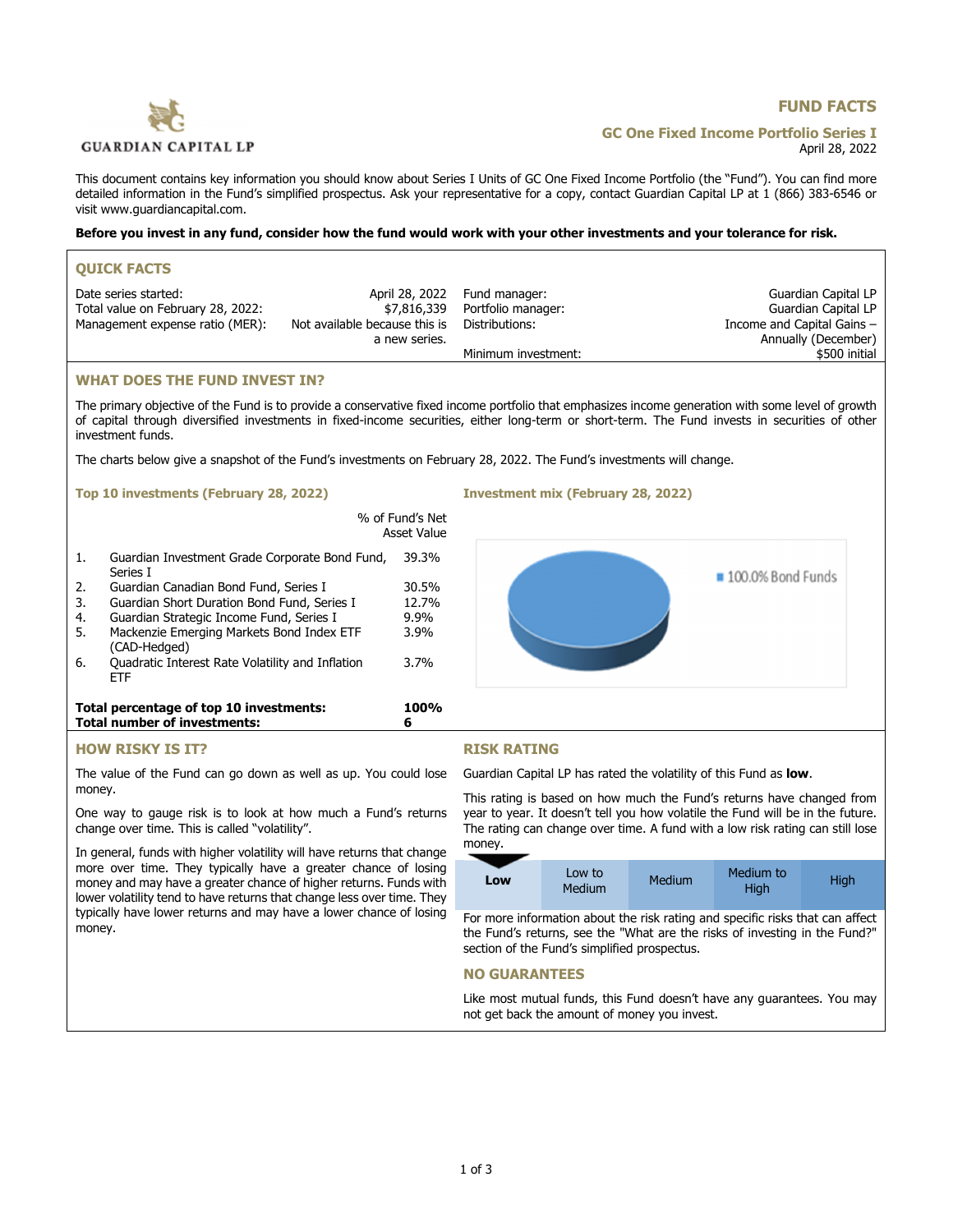# FUND FACTS

## GC One Fixed Income Portfolio Series I

April 28, 2022

GUARDIAN CAPITAL LP

This document contains key information you should know about Series I Units of GC One Fixed Income Portfolio (the "Fund"). You can find more detailed information in the Fund's simplified prospectus. Ask your representative for a copy, contact Guardian Capital LP at 1 (866) 383-6546 or visit www.guardiancapital.com.

**Before you invest in any fund, consider how the fund would work with your other investments and your tolerance for risk.**

## QUICK FACTS

| | | | |
|---|---|---|---|
| Date series started: | April 28, 2022 | Fund manager: | Guardian Capital LP |
| Total value on February 28, 2022: | $7,816,339 | Portfolio manager: | Guardian Capital LP |
| Management expense ratio (MER): | Not available because this is a new series. | Distributions: | Income and Capital Gains – Annually (December) |
| | | Minimum investment: | $500 initial |

## WHAT DOES THE FUND INVEST IN?

The primary objective of the Fund is to provide a conservative fixed income portfolio that emphasizes income generation with some level of growth of capital through diversified investments in fixed-income securities, either long-term or short-term. The Fund invests in securities of other investment funds.

The charts below give a snapshot of the Fund's investments on February 28, 2022. The Fund's investments will change.

### Top 10 investments (February 28, 2022)

| | | % of Fund's Net Asset Value |
|---|---|---|
| 1. | Guardian Investment Grade Corporate Bond Fund, Series I | 39.3% |
| 2. | Guardian Canadian Bond Fund, Series I | 30.5% |
| 3. | Guardian Short Duration Bond Fund, Series I | 12.7% |
| 4. | Guardian Strategic Income Fund, Series I | 9.9% |
| 5. | Mackenzie Emerging Markets Bond Index ETF (CAD-Hedged) | 3.9% |
| 6. | Quadratic Interest Rate Volatility and Inflation ETF | 3.7% |
| **Total percentage of top 10 investments:** | | **100%** |
| **Total number of investments:** | | **6** |

### Investment mix (February 28, 2022)

100.0% Bond Funds

## HOW RISKY IS IT?

The value of the Fund can go down as well as up. You could lose money.

One way to gauge risk is to look at how much a Fund's returns change over time. This is called "volatility".

In general, funds with higher volatility will have returns that change more over time. They typically have a greater chance of losing money and may have a greater chance of higher returns. Funds with lower volatility tend to have returns that change less over time. They typically have lower returns and may have a lower chance of losing money.

## RISK RATING

Guardian Capital LP has rated the volatility of this Fund as **low**.

This rating is based on how much the Fund's returns have changed from year to year. It doesn't tell you how volatile the Fund will be in the future. The rating can change over time. A fund with a low risk rating can still lose money.

| **Low** | Low to Medium | Medium | Medium to High | High |
|---|---|---|---|---|

For more information about the risk rating and specific risks that can affect the Fund's returns, see the "What are the risks of investing in the Fund?" section of the Fund's simplified prospectus.

## NO GUARANTEES

Like most mutual funds, this Fund doesn't have any guarantees. You may not get back the amount of money you invest.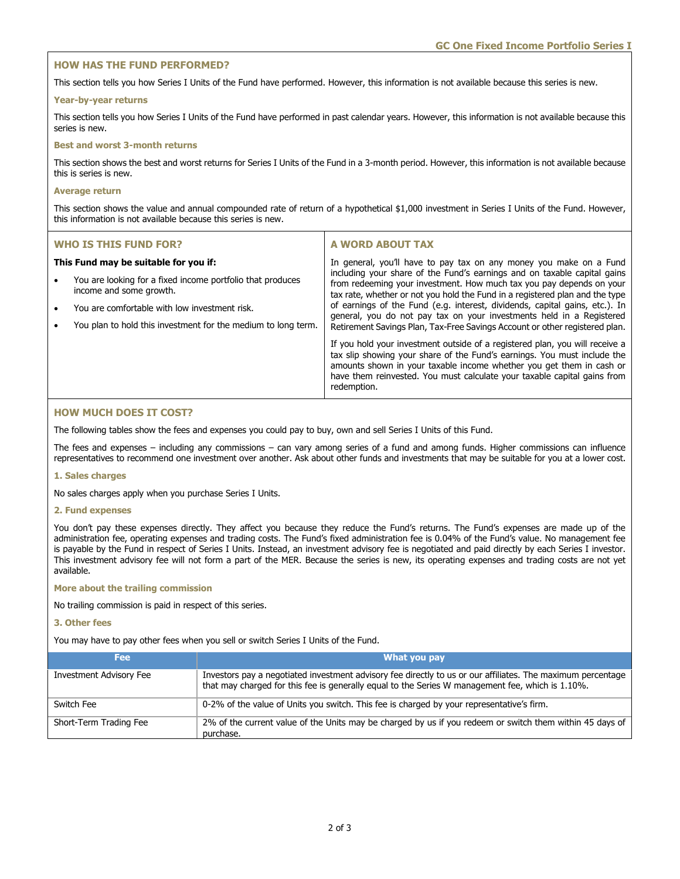## HOW HAS THE FUND PERFORMED?

This section tells you how Series I Units of the Fund have performed. However, this information is not available because this series is new.

### Year-by-year returns

This section tells you how Series I Units of the Fund have performed in past calendar years. However, this information is not available because this series is new.

### Best and worst 3-month returns

This section shows the best and worst returns for Series I Units of the Fund in a 3-month period. However, this information is not available because this is series is new.

### Average return

This section shows the value and annual compounded rate of return of a hypothetical $1,000 investment in Series I Units of the Fund. However, this information is not available because this series is new.

## WHO IS THIS FUND FOR?

**This Fund may be suitable for you if:**

- You are looking for a fixed income portfolio that produces income and some growth.
- You are comfortable with low investment risk.
- You plan to hold this investment for the medium to long term.

## A WORD ABOUT TAX

In general, you'll have to pay tax on any money you make on a Fund including your share of the Fund's earnings and on taxable capital gains from redeeming your investment. How much tax you pay depends on your tax rate, whether or not you hold the Fund in a registered plan and the type of earnings of the Fund (e.g. interest, dividends, capital gains, etc.). In general, you do not pay tax on your investments held in a Registered Retirement Savings Plan, Tax-Free Savings Account or other registered plan.

If you hold your investment outside of a registered plan, you will receive a tax slip showing your share of the Fund's earnings. You must include the amounts shown in your taxable income whether you get them in cash or have them reinvested. You must calculate your taxable capital gains from redemption.

## HOW MUCH DOES IT COST?

The following tables show the fees and expenses you could pay to buy, own and sell Series I Units of this Fund.

The fees and expenses – including any commissions – can vary among series of a fund and among funds. Higher commissions can influence representatives to recommend one investment over another. Ask about other funds and investments that may be suitable for you at a lower cost.

### 1. Sales charges

No sales charges apply when you purchase Series I Units.

### 2. Fund expenses

You don't pay these expenses directly. They affect you because they reduce the Fund's returns. The Fund's expenses are made up of the administration fee, operating expenses and trading costs. The Fund's fixed administration fee is 0.04% of the Fund's value. No management fee is payable by the Fund in respect of Series I Units. Instead, an investment advisory fee is negotiated and paid directly by each Series I investor. This investment advisory fee will not form a part of the MER. Because the series is new, its operating expenses and trading costs are not yet available.

### More about the trailing commission

No trailing commission is paid in respect of this series.

### 3. Other fees

You may have to pay other fees when you sell or switch Series I Units of the Fund.

| Fee | What you pay |
|---|---|
| Investment Advisory Fee | Investors pay a negotiated investment advisory fee directly to us or our affiliates. The maximum percentage that may charged for this fee is generally equal to the Series W management fee, which is 1.10%. |
| Switch Fee | 0-2% of the value of Units you switch. This fee is charged by your representative's firm. |
| Short-Term Trading Fee | 2% of the current value of the Units may be charged by us if you redeem or switch them within 45 days of purchase. |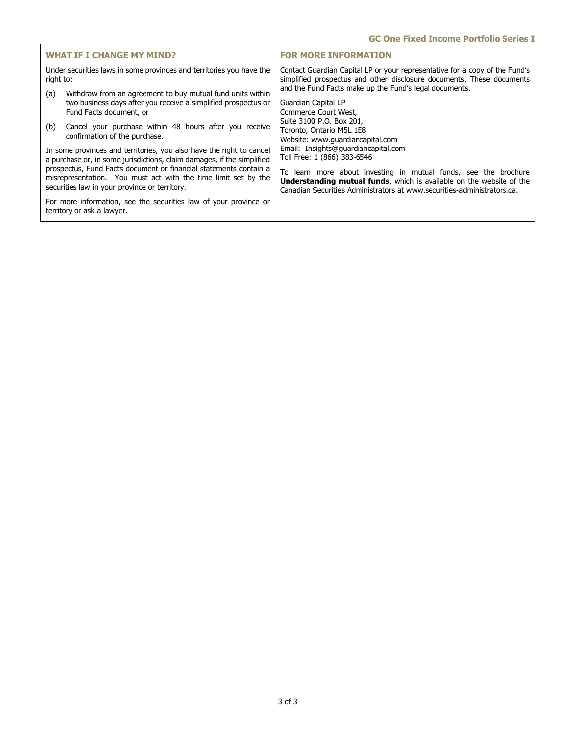## WHAT IF I CHANGE MY MIND?

Under securities laws in some provinces and territories you have the right to:

(a) Withdraw from an agreement to buy mutual fund units within two business days after you receive a simplified prospectus or Fund Facts document, or

(b) Cancel your purchase within 48 hours after you receive confirmation of the purchase.

In some provinces and territories, you also have the right to cancel a purchase or, in some jurisdictions, claim damages, if the simplified prospectus, Fund Facts document or financial statements contain a misrepresentation. You must act with the time limit set by the securities law in your province or territory.

For more information, see the securities law of your province or territory or ask a lawyer.

## FOR MORE INFORMATION

Contact Guardian Capital LP or your representative for a copy of the Fund's simplified prospectus and other disclosure documents. These documents and the Fund Facts make up the Fund's legal documents.

Guardian Capital LP
Commerce Court West,
Suite 3100 P.O. Box 201,
Toronto, Ontario M5L 1E8
Website: www.guardiancapital.com
Email: Insights@guardiancapital.com
Toll Free: 1 (866) 383-6546

To learn more about investing in mutual funds, see the brochure **Understanding mutual funds**, which is available on the website of the Canadian Securities Administrators at www.securities-administrators.ca.